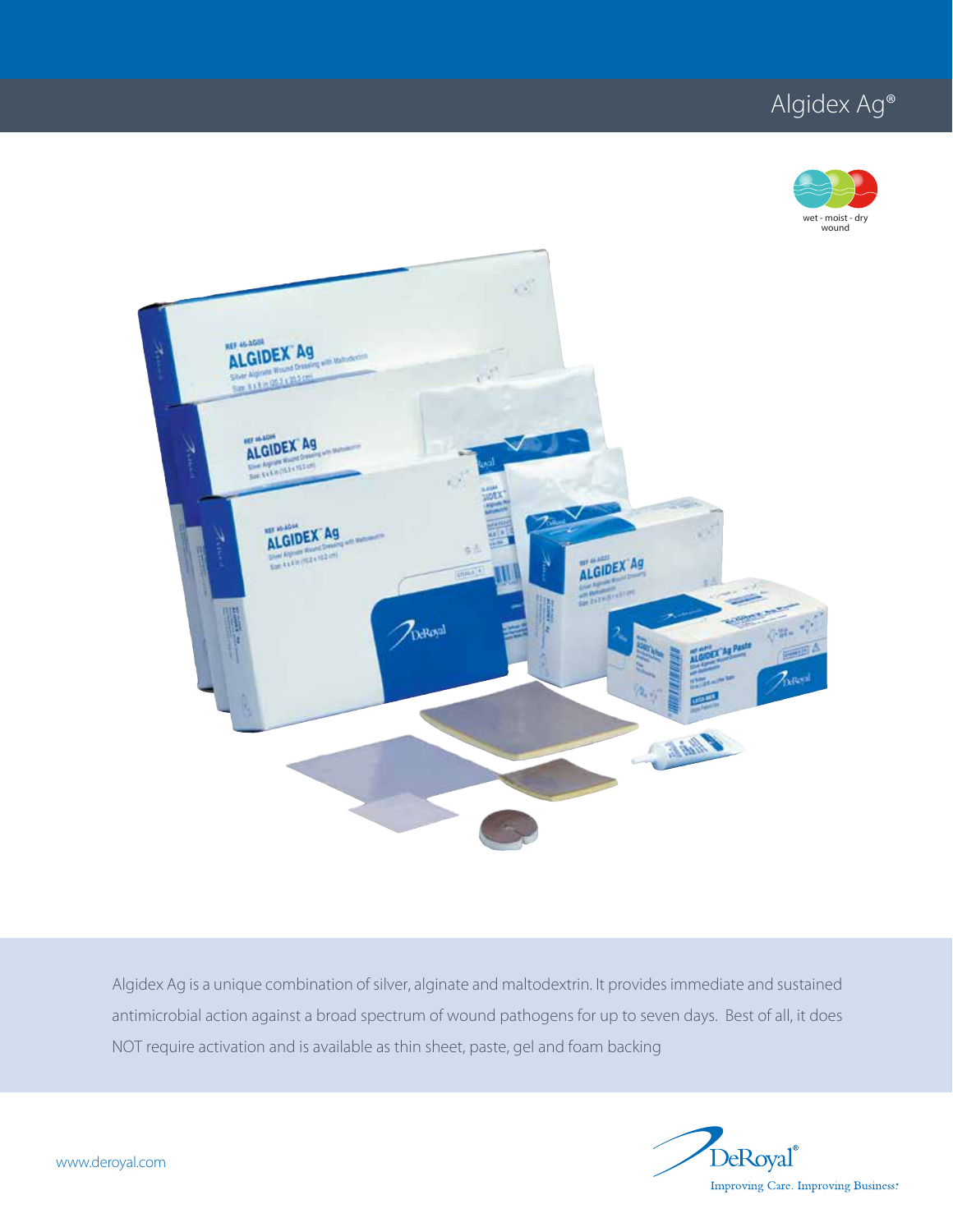# Algidex Ag®

wet - moist - dry wound

Algidex Ag is a unique combination of silver, alginate and maltodextrin. It provides immediate and sustained antimicrobial action against a broad spectrum of wound pathogens for up to seven days. Best of all, it does NOT require activation and is available as thin sheet, paste, gel and foam backing

www.deroyal.com

DeRoyal®

Improving Care. Improving Business.®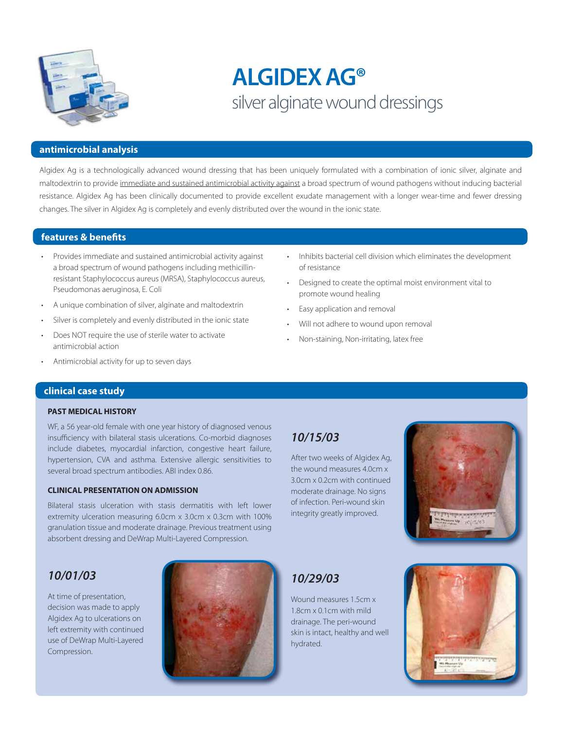# ALGIDEX AG®

silver alginate wound dressings

## antimicrobial analysis

Algidex Ag is a technologically advanced wound dressing that has been uniquely formulated with a combination of ionic silver, alginate and maltodextrin to provide immediate and sustained antimicrobial activity against a broad spectrum of wound pathogens without inducing bacterial resistance. Algidex Ag has been clinically documented to provide excellent exudate management with a longer wear-time and fewer dressing changes. The silver in Algidex Ag is completely and evenly distributed over the wound in the ionic state.

## features & benefits

- Provides immediate and sustained antimicrobial activity against a broad spectrum of wound pathogens including methicillin-resistant Staphylococcus aureus (MRSA), Staphylococcus aureus, Pseudomonas aeruginosa, E. Coli
- A unique combination of silver, alginate and maltodextrin
- Silver is completely and evenly distributed in the ionic state
- Does NOT require the use of sterile water to activate antimicrobial action
- Antimicrobial activity for up to seven days
- Inhibits bacterial cell division which eliminates the development of resistance
- Designed to create the optimal moist environment vital to promote wound healing
- Easy application and removal
- Will not adhere to wound upon removal
- Non-staining, Non-irritating, latex free

## clinical case study

### PAST MEDICAL HISTORY

WF, a 56 year-old female with one year history of diagnosed venous insufficiency with bilateral stasis ulcerations. Co-morbid diagnoses include diabetes, myocardial infarction, congestive heart failure, hypertension, CVA and asthma. Extensive allergic sensitivities to several broad spectrum antibodies. ABI index 0.86.

### CLINICAL PRESENTATION ON ADMISSION

Bilateral stasis ulceration with stasis dermatitis with left lower extremity ulceration measuring 6.0cm x 3.0cm x 0.3cm with 100% granulation tissue and moderate drainage. Previous treatment using absorbent dressing and DeWrap Multi-Layered Compression.

### *10/01/03*

At time of presentation, decision was made to apply Algidex Ag to ulcerations on left extremity with continued use of DeWrap Multi-Layered Compression.

### *10/15/03*

After two weeks of Algidex Ag, the wound measures 4.0cm x 3.0cm x 0.2cm with continued moderate drainage. No signs of infection. Peri-wound skin integrity greatly improved.

### *10/29/03*

Wound measures 1.5cm x 1.8cm x 0.1cm with mild drainage. The peri-wound skin is intact, healthy and well hydrated.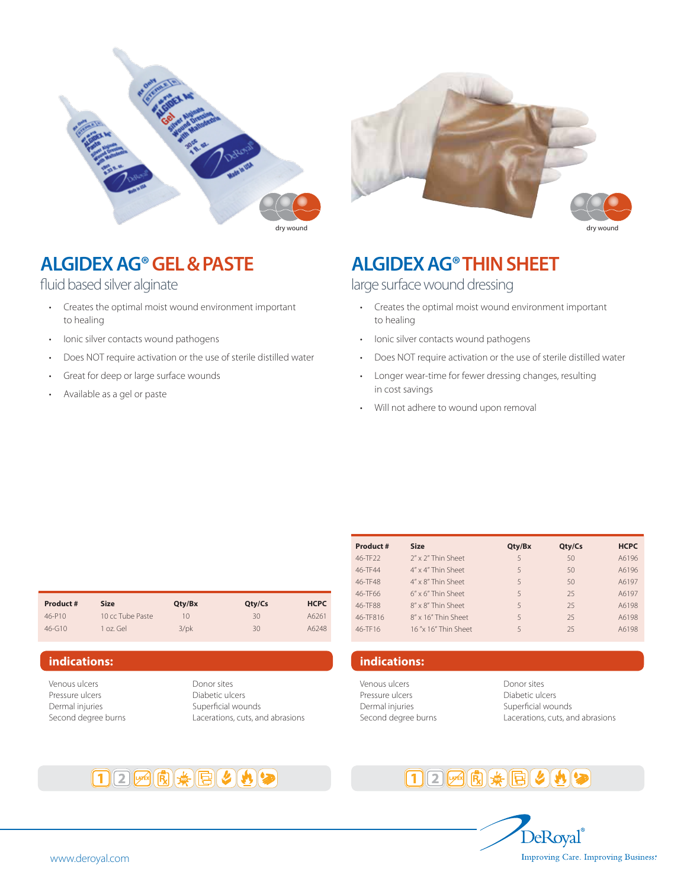dry wound

dry wound

## ALGIDEX AG® GEL & PASTE

fluid based silver alginate

- Creates the optimal moist wound environment important to healing
- Ionic silver contacts wound pathogens
- Does NOT require activation or the use of sterile distilled water
- Great for deep or large surface wounds
- Available as a gel or paste

| Product # | Size | Qty/Bx | Qty/Cs | HCPC |
|---|---|---|---|---|
| 46-P10 | 10 cc Tube Paste | 10 | 30 | A6261 |
| 46-G10 | 1 oz. Gel | 3/pk | 30 | A6248 |

### indications:

Venous ulcers
Pressure ulcers
Dermal injuries
Second degree burns
Donor sites
Diabetic ulcers
Superficial wounds
Lacerations, cuts, and abrasions

## ALGIDEX AG® THIN SHEET

large surface wound dressing

- Creates the optimal moist wound environment important to healing
- Ionic silver contacts wound pathogens
- Does NOT require activation or the use of sterile distilled water
- Longer wear-time for fewer dressing changes, resulting in cost savings
- Will not adhere to wound upon removal

| Product # | Size | Qty/Bx | Qty/Cs | HCPC |
|---|---|---|---|---|
| 46-TF22 | 2" x 2" Thin Sheet | 5 | 50 | A6196 |
| 46-TF44 | 4" x 4" Thin Sheet | 5 | 50 | A6196 |
| 46-TF48 | 4" x 8" Thin Sheet | 5 | 50 | A6197 |
| 46-TF66 | 6" x 6" Thin Sheet | 5 | 25 | A6197 |
| 46-TF88 | 8" x 8" Thin Sheet | 5 | 25 | A6198 |
| 46-TF816 | 8" x 16" Thin Sheet | 5 | 25 | A6198 |
| 46-TF16 | 16 "x 16" Thin Sheet | 5 | 25 | A6198 |

### indications:

Venous ulcers
Pressure ulcers
Dermal injuries
Second degree burns
Donor sites
Diabetic ulcers
Superficial wounds
Lacerations, cuts, and abrasions

www.deroyal.com

DeRoyal® Improving Care. Improving Business.®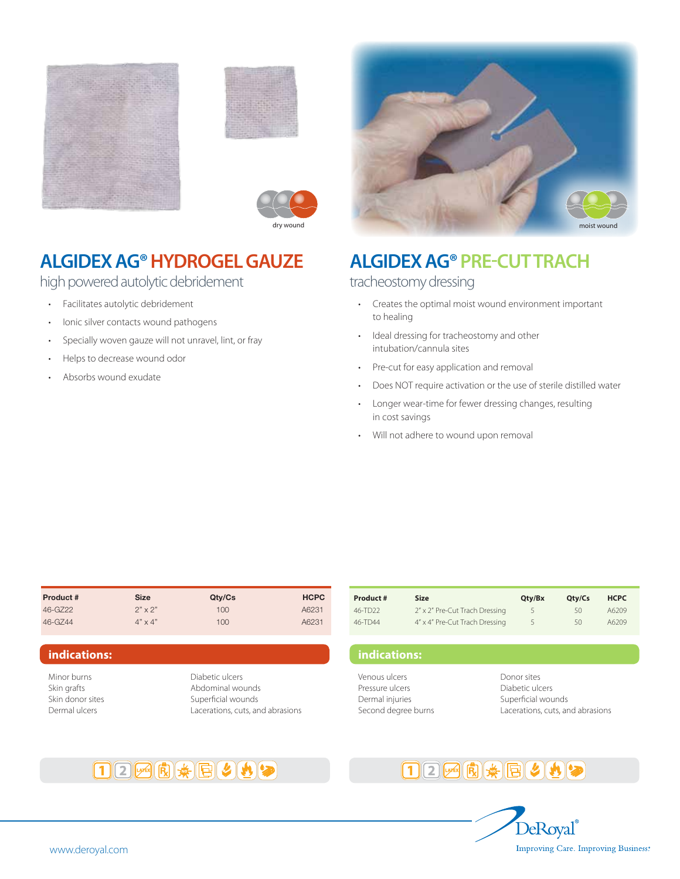dry wound

## ALGIDEX AG® HYDROGEL GAUZE

### high powered autolytic debridement

- Facilitates autolytic debridement
- Ionic silver contacts wound pathogens
- Specially woven gauze will not unravel, lint, or fray
- Helps to decrease wound odor
- Absorbs wound exudate

| Product # | Size | Qty/Cs | HCPC |
|---|---|---|---|
| 46-GZ22 | 2" x 2" | 100 | A6231 |
| 46-GZ44 | 4" x 4" | 100 | A6231 |

**indications:**

Minor burns
Skin grafts
Skin donor sites
Dermal ulcers
Diabetic ulcers
Abdominal wounds
Superficial wounds
Lacerations, cuts, and abrasions

moist wound

## ALGIDEX AG® PRE-CUT TRACH

### tracheostomy dressing

- Creates the optimal moist wound environment important to healing
- Ideal dressing for tracheostomy and other intubation/cannula sites
- Pre-cut for easy application and removal
- Does NOT require activation or the use of sterile distilled water
- Longer wear-time for fewer dressing changes, resulting in cost savings
- Will not adhere to wound upon removal

| Product # | Size | Qty/Bx | Qty/Cs | HCPC |
|---|---|---|---|---|
| 46-TD22 | 2" x 2" Pre-Cut Trach Dressing | 5 | 50 | A6209 |
| 46-TD44 | 4" x 4" Pre-Cut Trach Dressing | 5 | 50 | A6209 |

**indications:**

Venous ulcers
Pressure ulcers
Dermal injuries
Second degree burns
Donor sites
Diabetic ulcers
Superficial wounds
Lacerations, cuts, and abrasions

www.deroyal.com

DeRoyal® Improving Care. Improving Business.®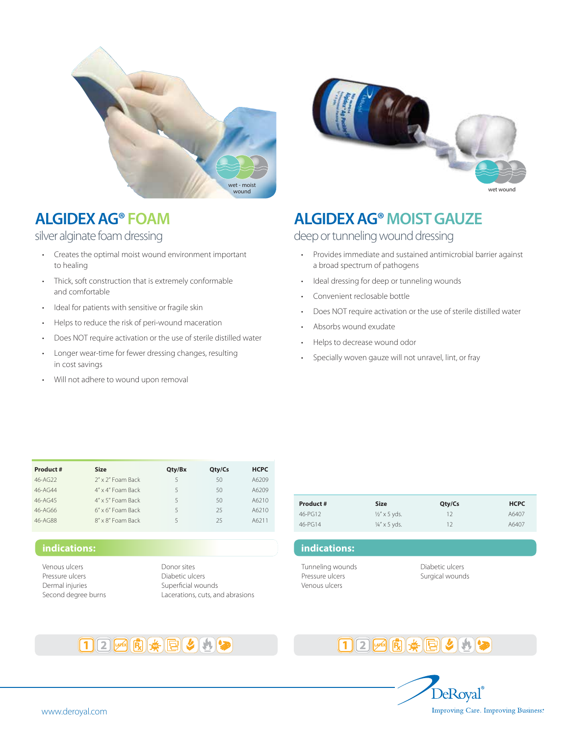wet - moist wound

wet wound

## ALGIDEX AG® FOAM

silver alginate foam dressing

- Creates the optimal moist wound environment important to healing
- Thick, soft construction that is extremely conformable and comfortable
- Ideal for patients with sensitive or fragile skin
- Helps to reduce the risk of peri-wound maceration
- Does NOT require activation or the use of sterile distilled water
- Longer wear-time for fewer dressing changes, resulting in cost savings
- Will not adhere to wound upon removal

| Product # | Size | Qty/Bx | Qty/Cs | HCPC |
|---|---|---|---|---|
| 46-AG22 | 2" x 2" Foam Back | 5 | 50 | A6209 |
| 46-AG44 | 4" x 4" Foam Back | 5 | 50 | A6209 |
| 46-AG45 | 4" x 5" Foam Back | 5 | 50 | A6210 |
| 46-AG66 | 6" x 6" Foam Back | 5 | 25 | A6210 |
| 46-AG88 | 8" x 8" Foam Back | 5 | 25 | A6211 |

### indications:

Venous ulcers
Pressure ulcers
Dermal injuries
Second degree burns
Donor sites
Diabetic ulcers
Superficial wounds
Lacerations, cuts, and abrasions

## ALGIDEX AG® MOIST GAUZE

deep or tunneling wound dressing

- Provides immediate and sustained antimicrobial barrier against a broad spectrum of pathogens
- Ideal dressing for deep or tunneling wounds
- Convenient reclosable bottle
- Does NOT require activation or the use of sterile distilled water
- Absorbs wound exudate
- Helps to decrease wound odor
- Specially woven gauze will not unravel, lint, or fray

| Product # | Size | Qty/Cs | HCPC |
|---|---|---|---|
| 46-PG12 | ½" x 5 yds. | 12 | A6407 |
| 46-PG14 | ¼" x 5 yds. | 12 | A6407 |

### indications:

Tunneling wounds
Pressure ulcers
Venous ulcers
Diabetic ulcers
Surgical wounds

www.deroyal.com

DeRoyal®
Improving Care. Improving Business.®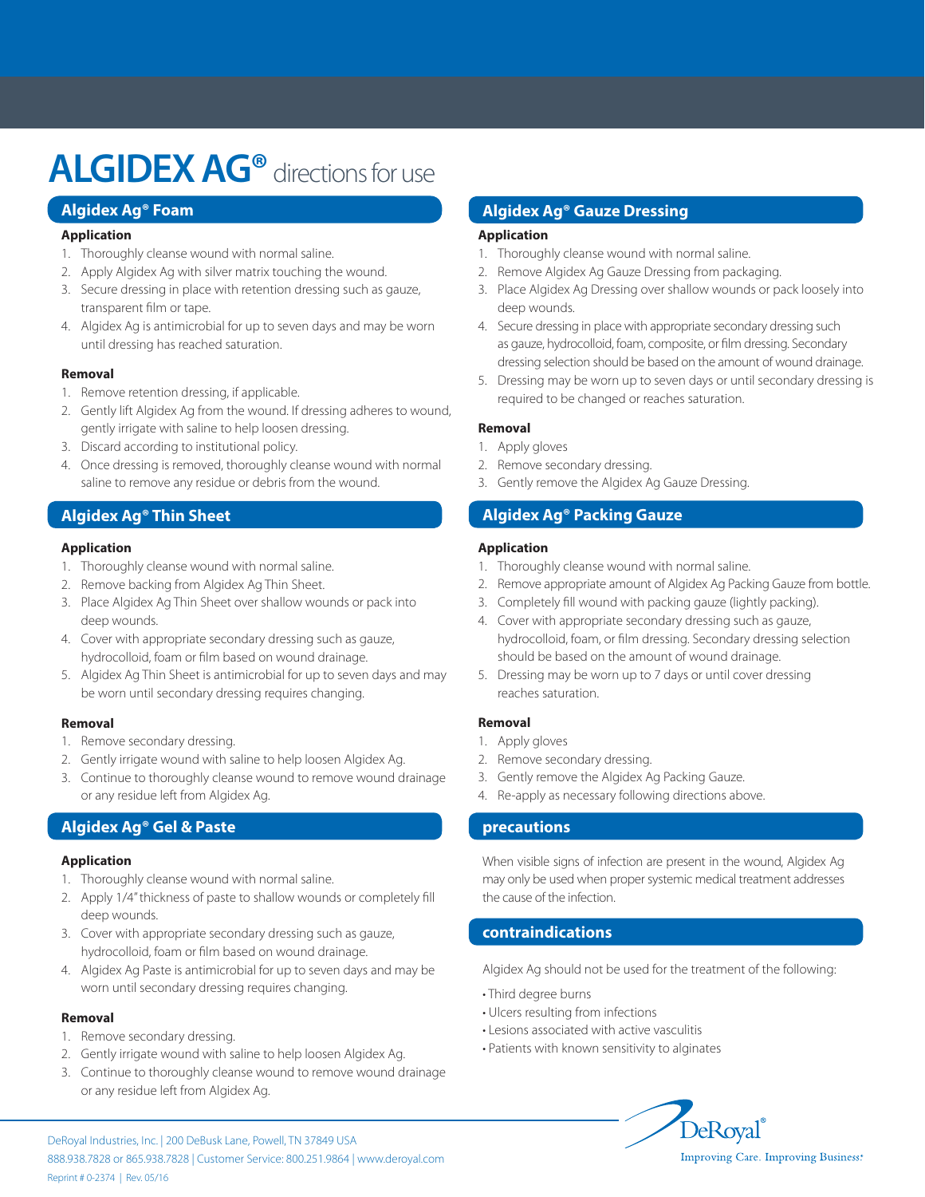# ALGIDEX AG® directions for use

## Algidex Ag® Foam

**Application**

1. Thoroughly cleanse wound with normal saline.
2. Apply Algidex Ag with silver matrix touching the wound.
3. Secure dressing in place with retention dressing such as gauze, transparent film or tape.
4. Algidex Ag is antimicrobial for up to seven days and may be worn until dressing has reached saturation.

**Removal**

1. Remove retention dressing, if applicable.
2. Gently lift Algidex Ag from the wound. If dressing adheres to wound, gently irrigate with saline to help loosen dressing.
3. Discard according to institutional policy.
4. Once dressing is removed, thoroughly cleanse wound with normal saline to remove any residue or debris from the wound.

## Algidex Ag® Thin Sheet

**Application**

1. Thoroughly cleanse wound with normal saline.
2. Remove backing from Algidex Ag Thin Sheet.
3. Place Algidex Ag Thin Sheet over shallow wounds or pack into deep wounds.
4. Cover with appropriate secondary dressing such as gauze, hydrocolloid, foam or film based on wound drainage.
5. Algidex Ag Thin Sheet is antimicrobial for up to seven days and may be worn until secondary dressing requires changing.

**Removal**

1. Remove secondary dressing.
2. Gently irrigate wound with saline to help loosen Algidex Ag.
3. Continue to thoroughly cleanse wound to remove wound drainage or any residue left from Algidex Ag.

## Algidex Ag® Gel & Paste

**Application**

1. Thoroughly cleanse wound with normal saline.
2. Apply 1/4" thickness of paste to shallow wounds or completely fill deep wounds.
3. Cover with appropriate secondary dressing such as gauze, hydrocolloid, foam or film based on wound drainage.
4. Algidex Ag Paste is antimicrobial for up to seven days and may be worn until secondary dressing requires changing.

**Removal**

1. Remove secondary dressing.
2. Gently irrigate wound with saline to help loosen Algidex Ag.
3. Continue to thoroughly cleanse wound to remove wound drainage or any residue left from Algidex Ag.

## Algidex Ag® Gauze Dressing

**Application**

1. Thoroughly cleanse wound with normal saline.
2. Remove Algidex Ag Gauze Dressing from packaging.
3. Place Algidex Ag Dressing over shallow wounds or pack loosely into deep wounds.
4. Secure dressing in place with appropriate secondary dressing such as gauze, hydrocolloid, foam, composite, or film dressing. Secondary dressing selection should be based on the amount of wound drainage.
5. Dressing may be worn up to seven days or until secondary dressing is required to be changed or reaches saturation.

**Removal**

1. Apply gloves
2. Remove secondary dressing.
3. Gently remove the Algidex Ag Gauze Dressing.

## Algidex Ag® Packing Gauze

**Application**

1. Thoroughly cleanse wound with normal saline.
2. Remove appropriate amount of Algidex Ag Packing Gauze from bottle.
3. Completely fill wound with packing gauze (lightly packing).
4. Cover with appropriate secondary dressing such as gauze, hydrocolloid, foam, or film dressing. Secondary dressing selection should be based on the amount of wound drainage.
5. Dressing may be worn up to 7 days or until cover dressing reaches saturation.

**Removal**

1. Apply gloves
2. Remove secondary dressing.
3. Gently remove the Algidex Ag Packing Gauze.
4. Re-apply as necessary following directions above.

## precautions

When visible signs of infection are present in the wound, Algidex Ag may only be used when proper systemic medical treatment addresses the cause of the infection.

## contraindications

Algidex Ag should not be used for the treatment of the following:

- Third degree burns
- Ulcers resulting from infections
- Lesions associated with active vasculitis
- Patients with known sensitivity to alginates

DeRoyal Industries, Inc. | 200 DeBusk Lane, Powell, TN 37849 USA
888.938.7828 or 865.938.7828 | Customer Service: 800.251.9864 | www.deroyal.com
Reprint # 0-2374 | Rev. 05/16

DeRoyal®
Improving Care. Improving Business.®